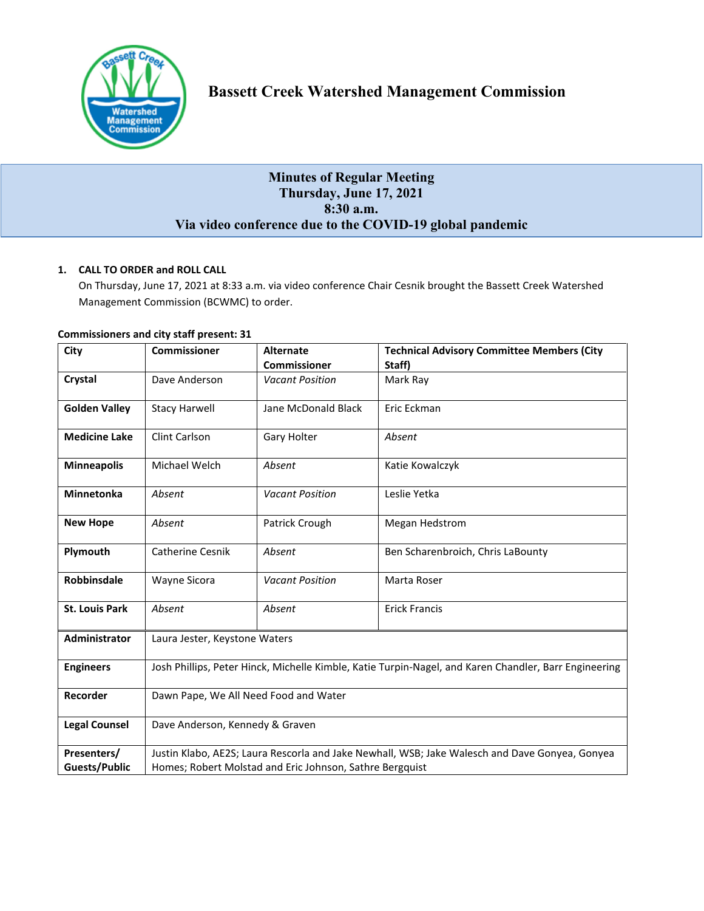# Bassett Creek Watershed Management Commission

## Minutes of Regular Meeting
## Thursday, June 17, 2021
## 8:30 a.m.
## Via video conference due to the COVID-19 global pandemic

**1. CALL TO ORDER and ROLL CALL**

On Thursday, June 17, 2021 at 8:33 a.m. via video conference Chair Cesnik brought the Bassett Creek Watershed Management Commission (BCWMC) to order.

**Commissioners and city staff present: 31**

| City | Commissioner | Alternate Commissioner | Technical Advisory Committee Members (City Staff) |
|---|---|---|---|
| **Crystal** | Dave Anderson | *Vacant Position* | Mark Ray |
| **Golden Valley** | Stacy Harwell | Jane McDonald Black | Eric Eckman |
| **Medicine Lake** | Clint Carlson | Gary Holter | *Absent* |
| **Minneapolis** | Michael Welch | *Absent* | Katie Kowalczyk |
| **Minnetonka** | *Absent* | *Vacant Position* | Leslie Yetka |
| **New Hope** | *Absent* | Patrick Crough | Megan Hedstrom |
| **Plymouth** | Catherine Cesnik | *Absent* | Ben Scharenbroich, Chris LaBounty |
| **Robbinsdale** | Wayne Sicora | *Vacant Position* | Marta Roser |
| **St. Louis Park** | *Absent* | *Absent* | Erick Francis |
| **Administrator** | Laura Jester, Keystone Waters | | |
| **Engineers** | Josh Phillips, Peter Hinck, Michelle Kimble, Katie Turpin-Nagel, and Karen Chandler, Barr Engineering | | |
| **Recorder** | Dawn Pape, We All Need Food and Water | | |
| **Legal Counsel** | Dave Anderson, Kennedy & Graven | | |
| **Presenters/ Guests/Public** | Justin Klabo, AE2S; Laura Rescorla and Jake Newhall, WSB; Jake Walesch and Dave Gonyea, Gonyea Homes; Robert Molstad and Eric Johnson, Sathre Bergquist | | |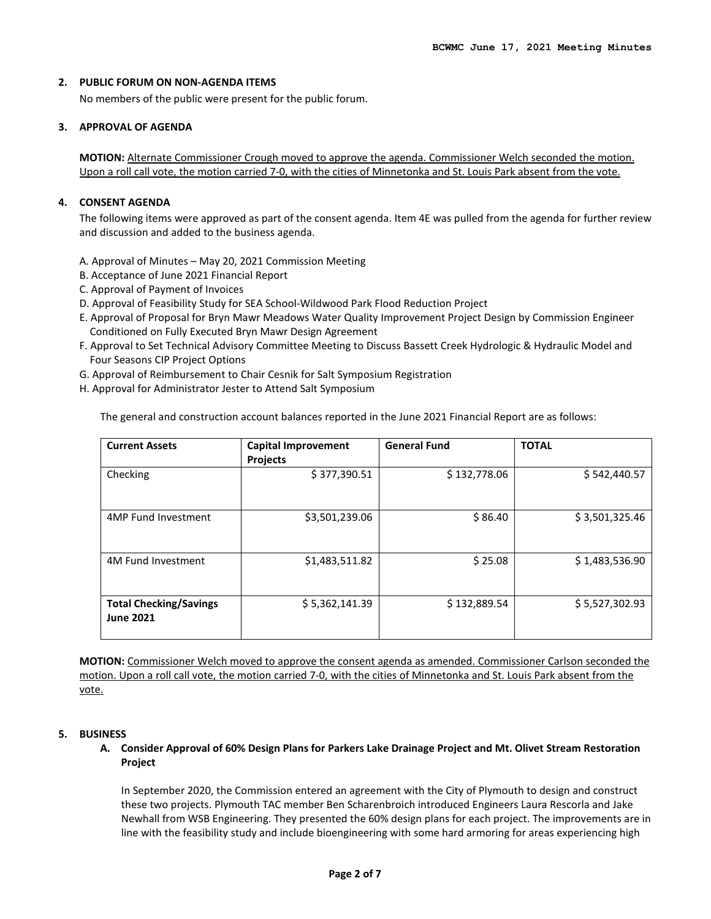**2. PUBLIC FORUM ON NON-AGENDA ITEMS**

No members of the public were present for the public forum.

**3. APPROVAL OF AGENDA**

**MOTION:** Alternate Commissioner Crough moved to approve the agenda. Commissioner Welch seconded the motion. Upon a roll call vote, the motion carried 7-0, with the cities of Minnetonka and St. Louis Park absent from the vote.

**4. CONSENT AGENDA**

The following items were approved as part of the consent agenda. Item 4E was pulled from the agenda for further review and discussion and added to the business agenda.

A. Approval of Minutes – May 20, 2021 Commission Meeting
B. Acceptance of June 2021 Financial Report
C. Approval of Payment of Invoices
D. Approval of Feasibility Study for SEA School-Wildwood Park Flood Reduction Project
E. Approval of Proposal for Bryn Mawr Meadows Water Quality Improvement Project Design by Commission Engineer Conditioned on Fully Executed Bryn Mawr Design Agreement
F. Approval to Set Technical Advisory Committee Meeting to Discuss Bassett Creek Hydrologic & Hydraulic Model and Four Seasons CIP Project Options
G. Approval of Reimbursement to Chair Cesnik for Salt Symposium Registration
H. Approval for Administrator Jester to Attend Salt Symposium

The general and construction account balances reported in the June 2021 Financial Report are as follows:

| Current Assets | Capital Improvement Projects | General Fund | TOTAL |
|---|---|---|---|
| Checking | $ 377,390.51 | $ 132,778.06 | $ 542,440.57 |
| 4MP Fund Investment | $3,501,239.06 | $ 86.40 | $ 3,501,325.46 |
| 4M Fund Investment | $1,483,511.82 | $ 25.08 | $ 1,483,536.90 |
| **Total Checking/Savings June 2021** | $ 5,362,141.39 | $ 132,889.54 | $ 5,527,302.93 |

**MOTION:** Commissioner Welch moved to approve the consent agenda as amended. Commissioner Carlson seconded the motion. Upon a roll call vote, the motion carried 7-0, with the cities of Minnetonka and St. Louis Park absent from the vote.

**5. BUSINESS**

**A. Consider Approval of 60% Design Plans for Parkers Lake Drainage Project and Mt. Olivet Stream Restoration Project**

In September 2020, the Commission entered an agreement with the City of Plymouth to design and construct these two projects. Plymouth TAC member Ben Scharenbroich introduced Engineers Laura Rescorla and Jake Newhall from WSB Engineering. They presented the 60% design plans for each project. The improvements are in line with the feasibility study and include bioengineering with some hard armoring for areas experiencing high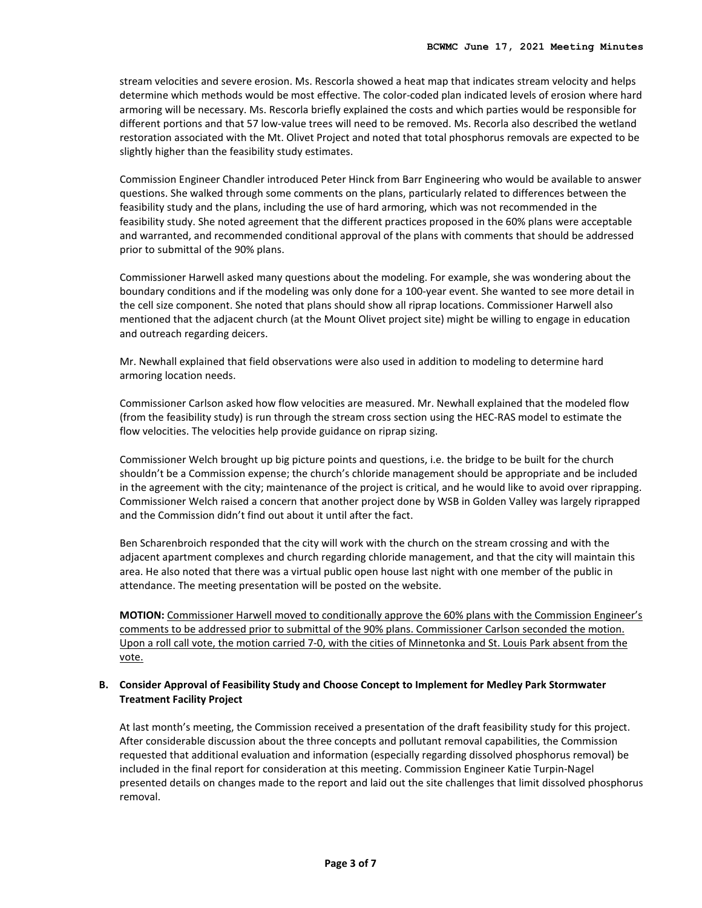stream velocities and severe erosion. Ms. Rescorla showed a heat map that indicates stream velocity and helps determine which methods would be most effective. The color-coded plan indicated levels of erosion where hard armoring will be necessary. Ms. Rescorla briefly explained the costs and which parties would be responsible for different portions and that 57 low-value trees will need to be removed. Ms. Recorla also described the wetland restoration associated with the Mt. Olivet Project and noted that total phosphorus removals are expected to be slightly higher than the feasibility study estimates.

Commission Engineer Chandler introduced Peter Hinck from Barr Engineering who would be available to answer questions. She walked through some comments on the plans, particularly related to differences between the feasibility study and the plans, including the use of hard armoring, which was not recommended in the feasibility study. She noted agreement that the different practices proposed in the 60% plans were acceptable and warranted, and recommended conditional approval of the plans with comments that should be addressed prior to submittal of the 90% plans.

Commissioner Harwell asked many questions about the modeling. For example, she was wondering about the boundary conditions and if the modeling was only done for a 100-year event. She wanted to see more detail in the cell size component. She noted that plans should show all riprap locations. Commissioner Harwell also mentioned that the adjacent church (at the Mount Olivet project site) might be willing to engage in education and outreach regarding deicers.

Mr. Newhall explained that field observations were also used in addition to modeling to determine hard armoring location needs.

Commissioner Carlson asked how flow velocities are measured. Mr. Newhall explained that the modeled flow (from the feasibility study) is run through the stream cross section using the HEC-RAS model to estimate the flow velocities. The velocities help provide guidance on riprap sizing.

Commissioner Welch brought up big picture points and questions, i.e. the bridge to be built for the church shouldn't be a Commission expense; the church's chloride management should be appropriate and be included in the agreement with the city; maintenance of the project is critical, and he would like to avoid over riprapping. Commissioner Welch raised a concern that another project done by WSB in Golden Valley was largely riprapped and the Commission didn't find out about it until after the fact.

Ben Scharenbroich responded that the city will work with the church on the stream crossing and with the adjacent apartment complexes and church regarding chloride management, and that the city will maintain this area. He also noted that there was a virtual public open house last night with one member of the public in attendance. The meeting presentation will be posted on the website.

**MOTION:** Commissioner Harwell moved to conditionally approve the 60% plans with the Commission Engineer's comments to be addressed prior to submittal of the 90% plans. Commissioner Carlson seconded the motion. Upon a roll call vote, the motion carried 7-0, with the cities of Minnetonka and St. Louis Park absent from the vote.

### B. Consider Approval of Feasibility Study and Choose Concept to Implement for Medley Park Stormwater Treatment Facility Project

At last month's meeting, the Commission received a presentation of the draft feasibility study for this project. After considerable discussion about the three concepts and pollutant removal capabilities, the Commission requested that additional evaluation and information (especially regarding dissolved phosphorus removal) be included in the final report for consideration at this meeting. Commission Engineer Katie Turpin-Nagel presented details on changes made to the report and laid out the site challenges that limit dissolved phosphorus removal.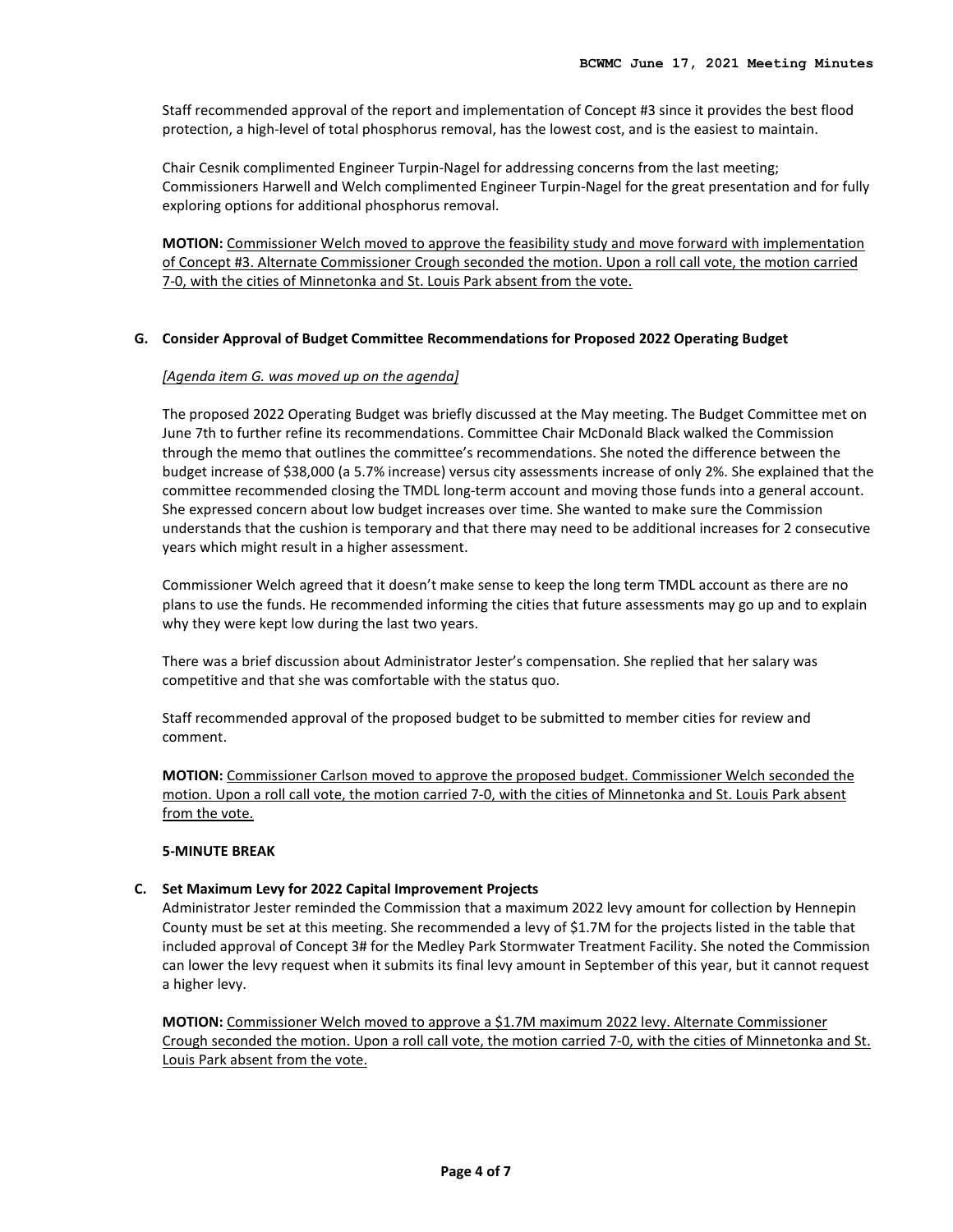Staff recommended approval of the report and implementation of Concept #3 since it provides the best flood protection, a high-level of total phosphorus removal, has the lowest cost, and is the easiest to maintain.

Chair Cesnik complimented Engineer Turpin-Nagel for addressing concerns from the last meeting; Commissioners Harwell and Welch complimented Engineer Turpin-Nagel for the great presentation and for fully exploring options for additional phosphorus removal.

**MOTION:** <u>Commissioner Welch moved to approve the feasibility study and move forward with implementation of Concept #3. Alternate Commissioner Crough seconded the motion. Upon a roll call vote, the motion carried 7-0, with the cities of Minnetonka and St. Louis Park absent from the vote.</u>

**G. Consider Approval of Budget Committee Recommendations for Proposed 2022 Operating Budget**

*<u>[Agenda item G. was moved up on the agenda]</u>*

The proposed 2022 Operating Budget was briefly discussed at the May meeting. The Budget Committee met on June 7th to further refine its recommendations. Committee Chair McDonald Black walked the Commission through the memo that outlines the committee's recommendations. She noted the difference between the budget increase of $38,000 (a 5.7% increase) versus city assessments increase of only 2%. She explained that the committee recommended closing the TMDL long-term account and moving those funds into a general account. She expressed concern about low budget increases over time. She wanted to make sure the Commission understands that the cushion is temporary and that there may need to be additional increases for 2 consecutive years which might result in a higher assessment.

Commissioner Welch agreed that it doesn't make sense to keep the long term TMDL account as there are no plans to use the funds. He recommended informing the cities that future assessments may go up and to explain why they were kept low during the last two years.

There was a brief discussion about Administrator Jester's compensation. She replied that her salary was competitive and that she was comfortable with the status quo.

Staff recommended approval of the proposed budget to be submitted to member cities for review and comment.

**MOTION:** <u>Commissioner Carlson moved to approve the proposed budget. Commissioner Welch seconded the motion. Upon a roll call vote, the motion carried 7-0, with the cities of Minnetonka and St. Louis Park absent from the vote.</u>

**5-MINUTE BREAK**

**C. Set Maximum Levy for 2022 Capital Improvement Projects**

Administrator Jester reminded the Commission that a maximum 2022 levy amount for collection by Hennepin County must be set at this meeting. She recommended a levy of $1.7M for the projects listed in the table that included approval of Concept 3# for the Medley Park Stormwater Treatment Facility. She noted the Commission can lower the levy request when it submits its final levy amount in September of this year, but it cannot request a higher levy.

**MOTION:** <u>Commissioner Welch moved to approve a $1.7M maximum 2022 levy. Alternate Commissioner Crough seconded the motion. Upon a roll call vote, the motion carried 7-0, with the cities of Minnetonka and St. Louis Park absent from the vote.</u>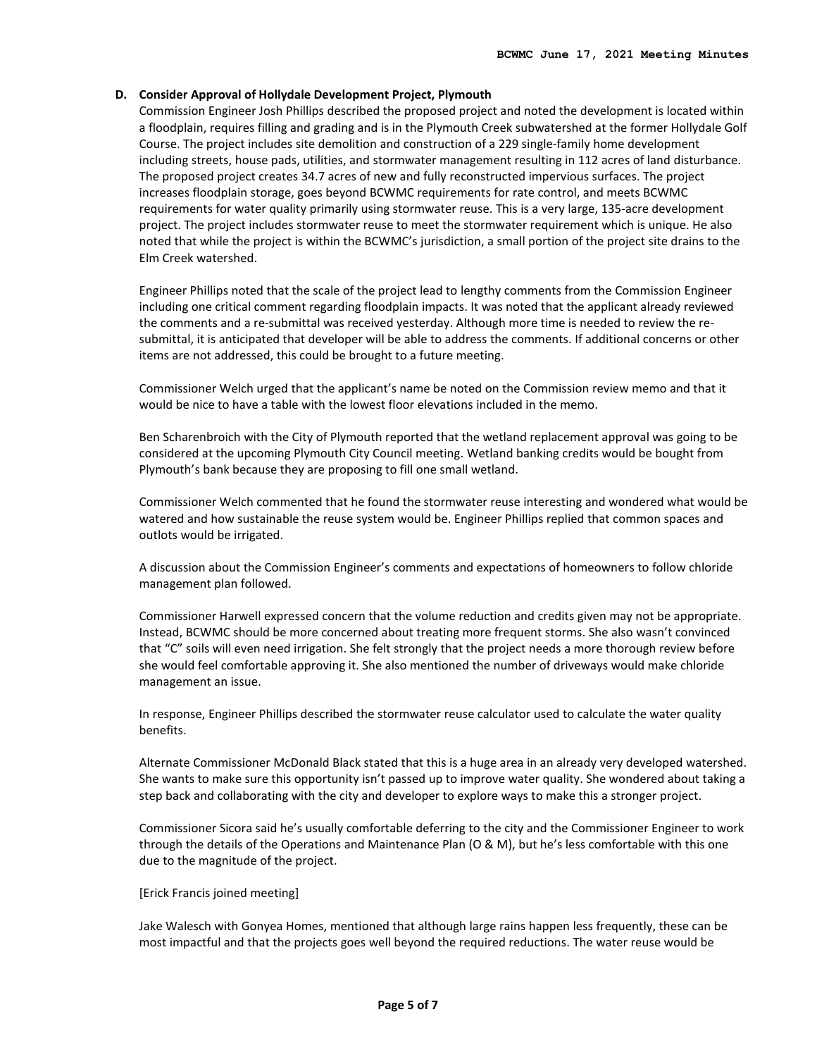**D. Consider Approval of Hollydale Development Project, Plymouth**

Commission Engineer Josh Phillips described the proposed project and noted the development is located within a floodplain, requires filling and grading and is in the Plymouth Creek subwatershed at the former Hollydale Golf Course. The project includes site demolition and construction of a 229 single-family home development including streets, house pads, utilities, and stormwater management resulting in 112 acres of land disturbance. The proposed project creates 34.7 acres of new and fully reconstructed impervious surfaces. The project increases floodplain storage, goes beyond BCWMC requirements for rate control, and meets BCWMC requirements for water quality primarily using stormwater reuse. This is a very large, 135-acre development project. The project includes stormwater reuse to meet the stormwater requirement which is unique. He also noted that while the project is within the BCWMC's jurisdiction, a small portion of the project site drains to the Elm Creek watershed.

Engineer Phillips noted that the scale of the project lead to lengthy comments from the Commission Engineer including one critical comment regarding floodplain impacts. It was noted that the applicant already reviewed the comments and a re-submittal was received yesterday. Although more time is needed to review the re-submittal, it is anticipated that developer will be able to address the comments. If additional concerns or other items are not addressed, this could be brought to a future meeting.

Commissioner Welch urged that the applicant's name be noted on the Commission review memo and that it would be nice to have a table with the lowest floor elevations included in the memo.

Ben Scharenbroich with the City of Plymouth reported that the wetland replacement approval was going to be considered at the upcoming Plymouth City Council meeting. Wetland banking credits would be bought from Plymouth's bank because they are proposing to fill one small wetland.

Commissioner Welch commented that he found the stormwater reuse interesting and wondered what would be watered and how sustainable the reuse system would be. Engineer Phillips replied that common spaces and outlots would be irrigated.

A discussion about the Commission Engineer's comments and expectations of homeowners to follow chloride management plan followed.

Commissioner Harwell expressed concern that the volume reduction and credits given may not be appropriate. Instead, BCWMC should be more concerned about treating more frequent storms. She also wasn't convinced that "C" soils will even need irrigation. She felt strongly that the project needs a more thorough review before she would feel comfortable approving it. She also mentioned the number of driveways would make chloride management an issue.

In response, Engineer Phillips described the stormwater reuse calculator used to calculate the water quality benefits.

Alternate Commissioner McDonald Black stated that this is a huge area in an already very developed watershed. She wants to make sure this opportunity isn't passed up to improve water quality. She wondered about taking a step back and collaborating with the city and developer to explore ways to make this a stronger project.

Commissioner Sicora said he's usually comfortable deferring to the city and the Commissioner Engineer to work through the details of the Operations and Maintenance Plan (O & M), but he's less comfortable with this one due to the magnitude of the project.

[Erick Francis joined meeting]

Jake Walesch with Gonyea Homes, mentioned that although large rains happen less frequently, these can be most impactful and that the projects goes well beyond the required reductions. The water reuse would be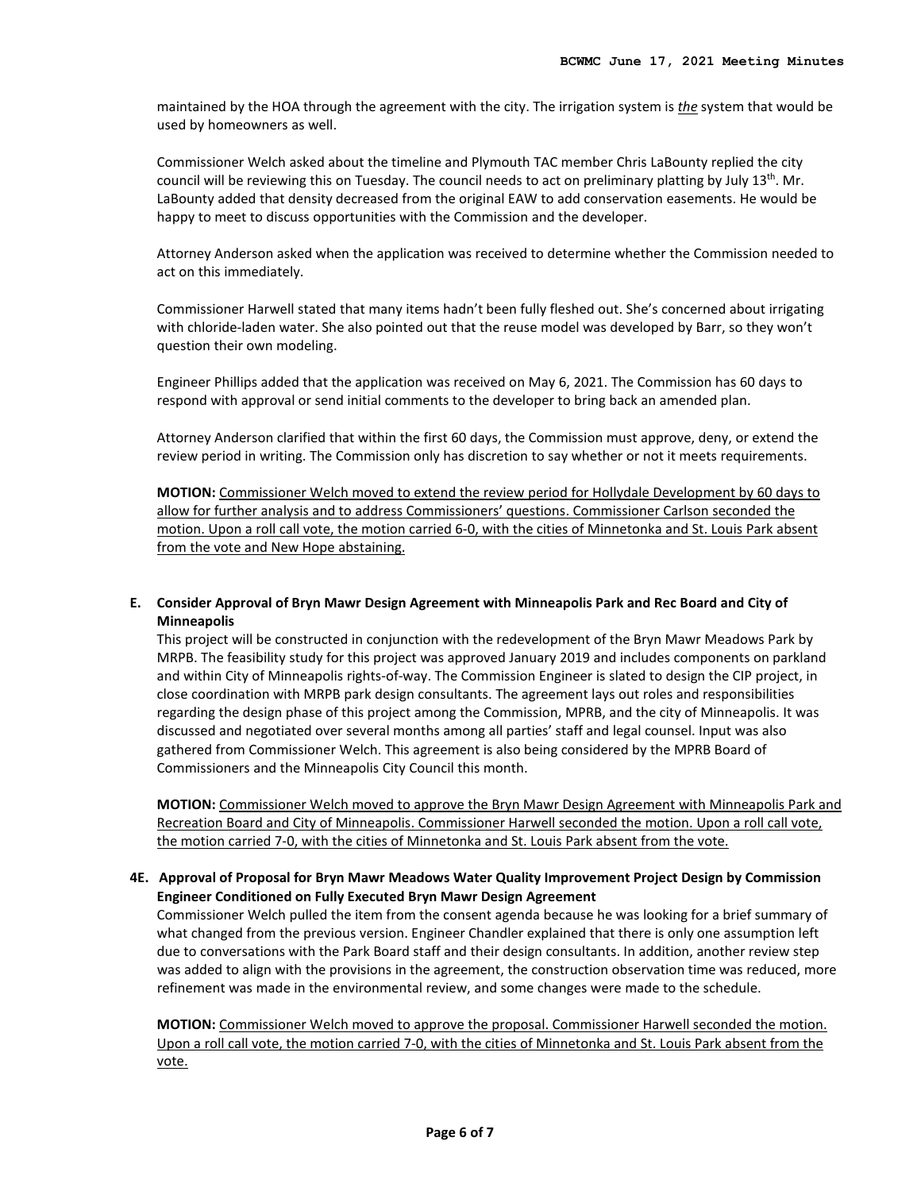maintained by the HOA through the agreement with the city. The irrigation system is *the* system that would be used by homeowners as well.

Commissioner Welch asked about the timeline and Plymouth TAC member Chris LaBounty replied the city council will be reviewing this on Tuesday. The council needs to act on preliminary platting by July 13th. Mr. LaBounty added that density decreased from the original EAW to add conservation easements. He would be happy to meet to discuss opportunities with the Commission and the developer.

Attorney Anderson asked when the application was received to determine whether the Commission needed to act on this immediately.

Commissioner Harwell stated that many items hadn't been fully fleshed out. She's concerned about irrigating with chloride-laden water. She also pointed out that the reuse model was developed by Barr, so they won't question their own modeling.

Engineer Phillips added that the application was received on May 6, 2021. The Commission has 60 days to respond with approval or send initial comments to the developer to bring back an amended plan.

Attorney Anderson clarified that within the first 60 days, the Commission must approve, deny, or extend the review period in writing. The Commission only has discretion to say whether or not it meets requirements.

**MOTION:** Commissioner Welch moved to extend the review period for Hollydale Development by 60 days to allow for further analysis and to address Commissioners' questions. Commissioner Carlson seconded the motion. Upon a roll call vote, the motion carried 6-0, with the cities of Minnetonka and St. Louis Park absent from the vote and New Hope abstaining.

**E. Consider Approval of Bryn Mawr Design Agreement with Minneapolis Park and Rec Board and City of Minneapolis**

This project will be constructed in conjunction with the redevelopment of the Bryn Mawr Meadows Park by MRPB. The feasibility study for this project was approved January 2019 and includes components on parkland and within City of Minneapolis rights-of-way. The Commission Engineer is slated to design the CIP project, in close coordination with MRPB park design consultants. The agreement lays out roles and responsibilities regarding the design phase of this project among the Commission, MPRB, and the city of Minneapolis. It was discussed and negotiated over several months among all parties' staff and legal counsel. Input was also gathered from Commissioner Welch. This agreement is also being considered by the MPRB Board of Commissioners and the Minneapolis City Council this month.

**MOTION:** Commissioner Welch moved to approve the Bryn Mawr Design Agreement with Minneapolis Park and Recreation Board and City of Minneapolis. Commissioner Harwell seconded the motion. Upon a roll call vote, the motion carried 7-0, with the cities of Minnetonka and St. Louis Park absent from the vote.

**4E. Approval of Proposal for Bryn Mawr Meadows Water Quality Improvement Project Design by Commission Engineer Conditioned on Fully Executed Bryn Mawr Design Agreement**

Commissioner Welch pulled the item from the consent agenda because he was looking for a brief summary of what changed from the previous version. Engineer Chandler explained that there is only one assumption left due to conversations with the Park Board staff and their design consultants. In addition, another review step was added to align with the provisions in the agreement, the construction observation time was reduced, more refinement was made in the environmental review, and some changes were made to the schedule.

**MOTION:** Commissioner Welch moved to approve the proposal. Commissioner Harwell seconded the motion. Upon a roll call vote, the motion carried 7-0, with the cities of Minnetonka and St. Louis Park absent from the vote.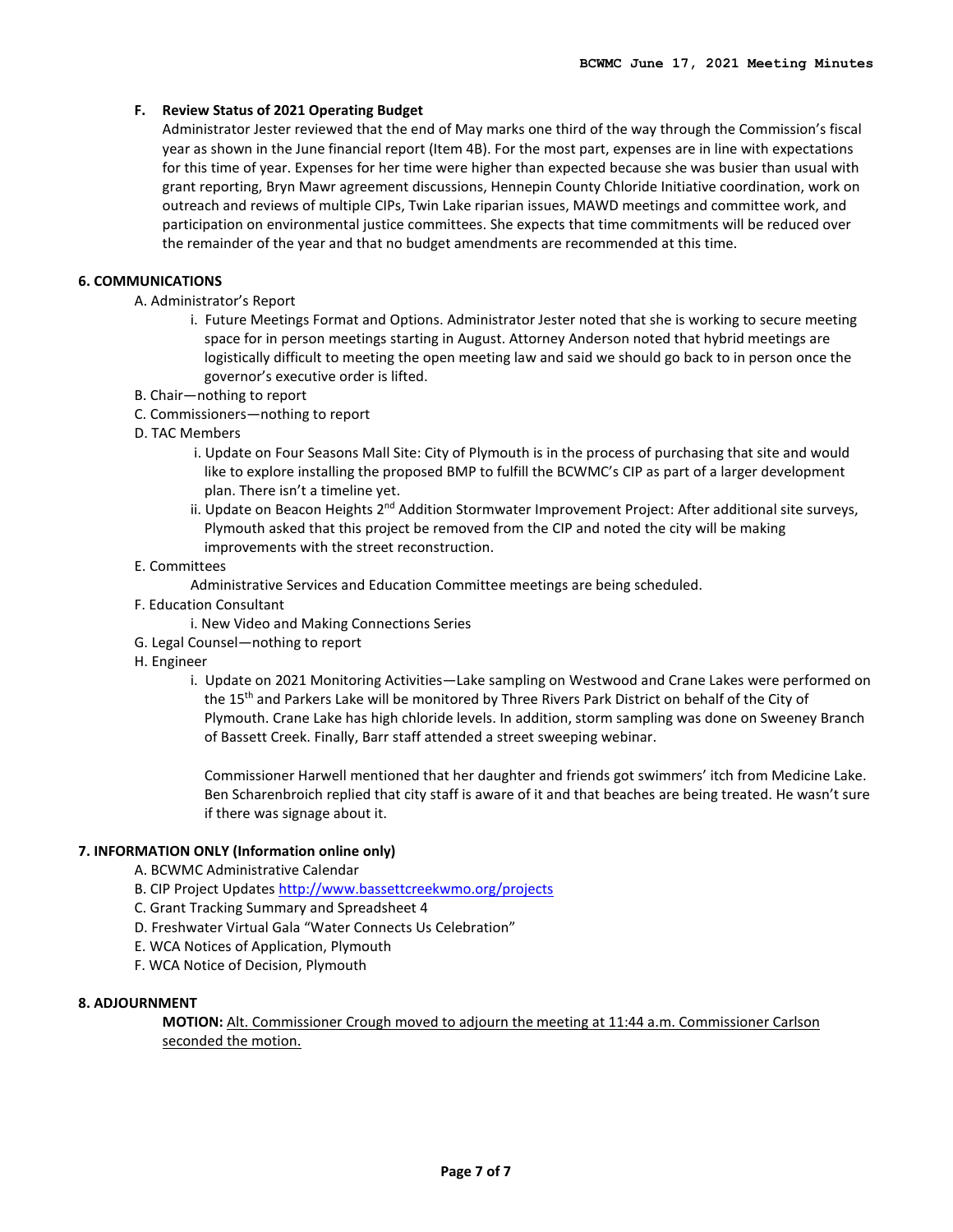### F. Review Status of 2021 Operating Budget

Administrator Jester reviewed that the end of May marks one third of the way through the Commission's fiscal year as shown in the June financial report (Item 4B). For the most part, expenses are in line with expectations for this time of year. Expenses for her time were higher than expected because she was busier than usual with grant reporting, Bryn Mawr agreement discussions, Hennepin County Chloride Initiative coordination, work on outreach and reviews of multiple CIPs, Twin Lake riparian issues, MAWD meetings and committee work, and participation on environmental justice committees. She expects that time commitments will be reduced over the remainder of the year and that no budget amendments are recommended at this time.

## 6. COMMUNICATIONS

A. Administrator's Report

i. Future Meetings Format and Options. Administrator Jester noted that she is working to secure meeting space for in person meetings starting in August. Attorney Anderson noted that hybrid meetings are logistically difficult to meeting the open meeting law and said we should go back to in person once the governor's executive order is lifted.

B. Chair—nothing to report

C. Commissioners—nothing to report

D. TAC Members

i. Update on Four Seasons Mall Site: City of Plymouth is in the process of purchasing that site and would like to explore installing the proposed BMP to fulfill the BCWMC's CIP as part of a larger development plan. There isn't a timeline yet.

ii. Update on Beacon Heights 2nd Addition Stormwater Improvement Project: After additional site surveys, Plymouth asked that this project be removed from the CIP and noted the city will be making improvements with the street reconstruction.

E. Committees

Administrative Services and Education Committee meetings are being scheduled.

F. Education Consultant

i. New Video and Making Connections Series

G. Legal Counsel—nothing to report

H. Engineer

i. Update on 2021 Monitoring Activities—Lake sampling on Westwood and Crane Lakes were performed on the 15th and Parkers Lake will be monitored by Three Rivers Park District on behalf of the City of Plymouth. Crane Lake has high chloride levels. In addition, storm sampling was done on Sweeney Branch of Bassett Creek. Finally, Barr staff attended a street sweeping webinar.

Commissioner Harwell mentioned that her daughter and friends got swimmers' itch from Medicine Lake. Ben Scharenbroich replied that city staff is aware of it and that beaches are being treated. He wasn't sure if there was signage about it.

## 7. INFORMATION ONLY (Information online only)

A. BCWMC Administrative Calendar

B. CIP Project Updates http://www.bassettcreekwmo.org/projects

C. Grant Tracking Summary and Spreadsheet 4

D. Freshwater Virtual Gala "Water Connects Us Celebration"

E. WCA Notices of Application, Plymouth

F. WCA Notice of Decision, Plymouth

## 8. ADJOURNMENT

**MOTION:** Alt. Commissioner Crough moved to adjourn the meeting at 11:44 a.m. Commissioner Carlson seconded the motion.